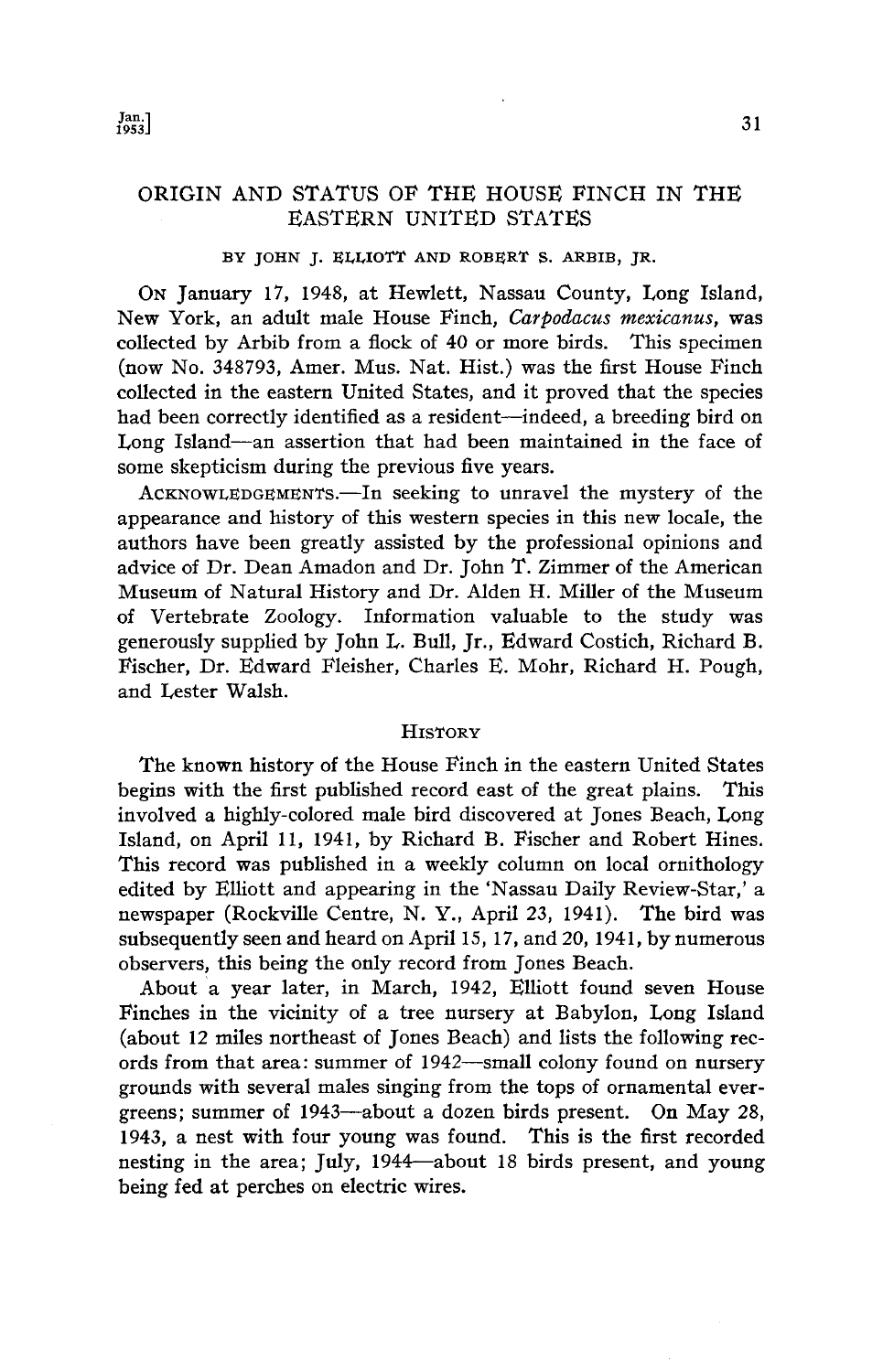# ORIGIN AND STATUS OF THE HOUSE FINCH IN THE EASTERN UNITED STATES

BY JOHN J. ELLIOTT AND ROBERT S. ARBIB, JR.

ON January 17, 1948, at Hewlett, Nassau County, Long Island, New York, an adult male House Finch, *Carpodacus mexicanus*, was collected by Arbib from a flock of 40 or more birds. This specimen (now No. 348793, Amer. Mus. Nat. Hist.) was the first House Finch collected in the eastern United States, and it proved that the species had been correctly identified as a resident—indeed, a breeding bird on Long Island—an assertion that had been maintained in the face of some skepticism during the previous five years.

ACKNOWLEDGEMENTS.—In seeking to unravel the mystery of the appearance and history of this western species in this new locale, the authors have been greatly assisted by the professional opinions and advice of Dr. Dean Amadon and Dr. John T. Zimmer of the American Museum of Natural History and Dr. Alden H. Miller of the Museum of Vertebrate Zoology. Information valuable to the study was generously supplied by John L. Bull, Jr., Edward Costich, Richard B. Fischer, Dr. Edward Fleisher, Charles E. Mohr, Richard H. Pough, and Lester Walsh.

## HISTORY

The known history of the House Finch in the eastern United States begins with the first published record east of the great plains. This involved a highly-colored male bird discovered at Jones Beach, Long Island, on April 11, 1941, by Richard B. Fischer and Robert Hines. This record was published in a weekly column on local ornithology edited by Elliott and appearing in the 'Nassau Daily Review-Star,' a newspaper (Rockville Centre, N. Y., April 23, 1941). The bird was subsequently seen and heard on April 15, 17, and 20, 1941, by numerous observers, this being the only record from Jones Beach.

About a year later, in March, 1942, Elliott found seven House Finches in the vicinity of a tree nursery at Babylon, Long Island (about 12 miles northeast of Jones Beach) and lists the following records from that area: summer of 1942—small colony found on nursery grounds with several males singing from the tops of ornamental evergreens; summer of 1943—about a dozen birds present. On May 28, 1943, a nest with four young was found. This is the first recorded nesting in the area; July, 1944—about 18 birds present, and young being fed at perches on electric wires.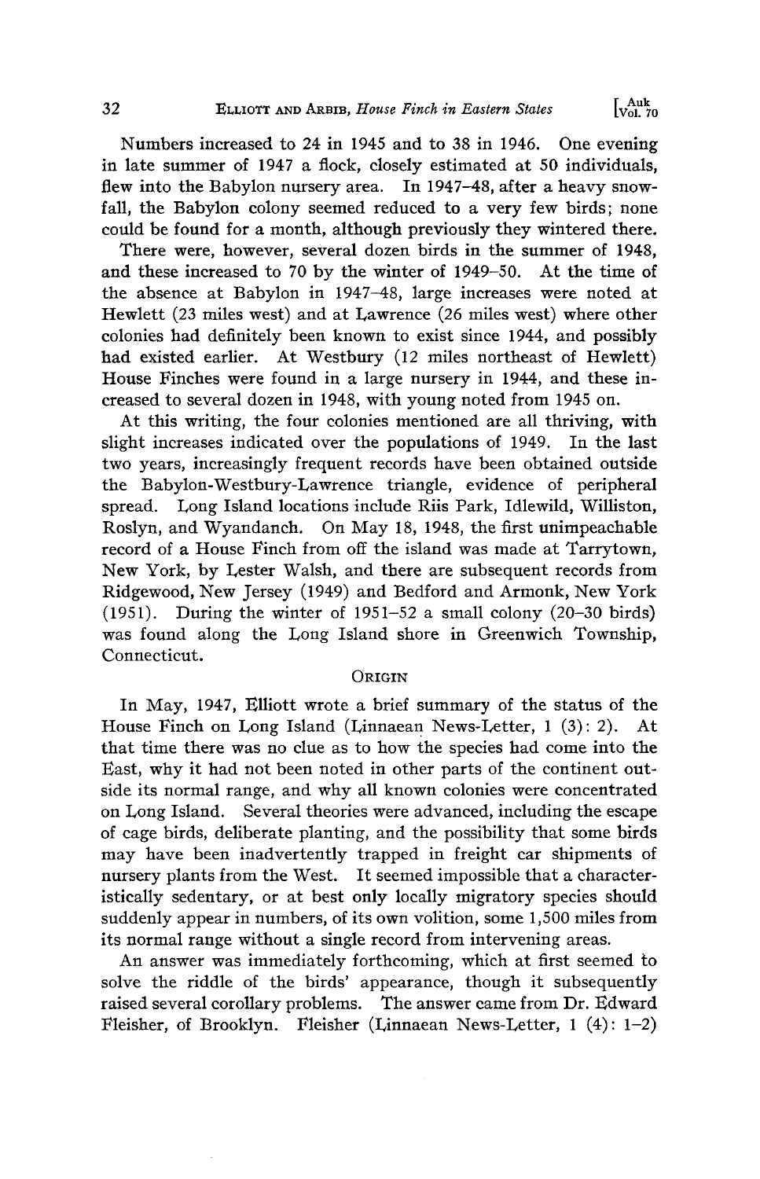Numbers increased to 24 in 1945 and to 38 in 1946. One evening in late summer of 1947 a flock, closely estimated at 50 individuals, flew into the Babylon nursery area. In 1947–48, after a heavy snowfall, the Babylon colony seemed reduced to a very few birds; none could be found for a month, although previously they wintered there.

There were, however, several dozen birds in the summer of 1948, and these increased to 70 by the winter of 1949–50. At the time of the absence at Babylon in 1947–48, large increases were noted at Hewlett (23 miles west) and at Lawrence (26 miles west) where other colonies had definitely been known to exist since 1944, and possibly had existed earlier. At Westbury (12 miles northeast of Hewlett) House Finches were found in a large nursery in 1944, and these increased to several dozen in 1948, with young noted from 1945 on.

At this writing, the four colonies mentioned are all thriving, with slight increases indicated over the populations of 1949. In the last two years, increasingly frequent records have been obtained outside the Babylon-Westbury-Lawrence triangle, evidence of peripheral spread. Long Island locations include Riis Park, Idlewild, Williston, Roslyn, and Wyandanch. On May 18, 1948, the first unimpeachable record of a House Finch from off the island was made at Tarrytown, New York, by Lester Walsh, and there are subsequent records from Ridgewood, New Jersey (1949) and Bedford and Armonk, New York (1951). During the winter of 1951–52 a small colony (20–30 birds) was found along the Long Island shore in Greenwich Township, Connecticut.

## Origin

In May, 1947, Elliott wrote a brief summary of the status of the House Finch on Long Island (Linnaean News-Letter, 1 (3): 2). At that time there was no clue as to how the species had come into the East, why it had not been noted in other parts of the continent outside its normal range, and why all known colonies were concentrated on Long Island. Several theories were advanced, including the escape of cage birds, deliberate planting, and the possibility that some birds may have been inadvertently trapped in freight car shipments of nursery plants from the West. It seemed impossible that a characteristically sedentary, or at best only locally migratory species should suddenly appear in numbers, of its own volition, some 1,500 miles from its normal range without a single record from intervening areas.

An answer was immediately forthcoming, which at first seemed to solve the riddle of the birds' appearance, though it subsequently raised several corollary problems. The answer came from Dr. Edward Fleisher, of Brooklyn. Fleisher (Linnaean News-Letter, 1 (4): 1–2)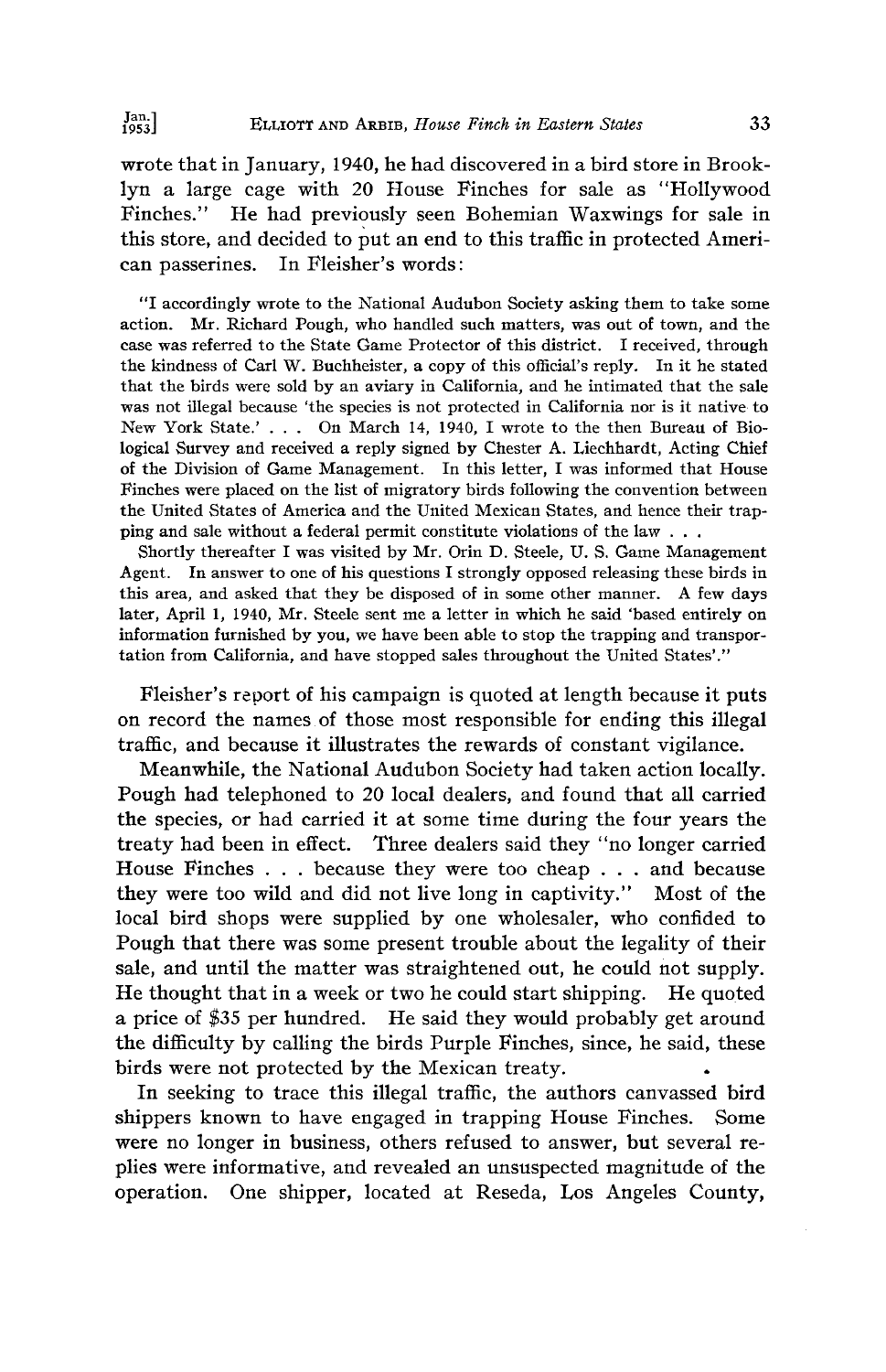wrote that in January, 1940, he had discovered in a bird store in Brooklyn a large cage with 20 House Finches for sale as "Hollywood Finches." He had previously seen Bohemian Waxwings for sale in this store, and decided to put an end to this traffic in protected American passerines. In Fleisher's words:

> "I accordingly wrote to the National Audubon Society asking them to take some action. Mr. Richard Pough, who handled such matters, was out of town, and the case was referred to the State Game Protector of this district. I received, through the kindness of Carl W. Buchheister, a copy of this official's reply. In it he stated that the birds were sold by an aviary in California, and he intimated that the sale was not illegal because 'the species is not protected in California nor is it native to New York State.' . . . On March 14, 1940, I wrote to the then Bureau of Biological Survey and received a reply signed by Chester A. Liechhardt, Acting Chief of the Division of Game Management. In this letter, I was informed that House Finches were placed on the list of migratory birds following the convention between the United States of America and the United Mexican States, and hence their trapping and sale without a federal permit constitute violations of the law . . .
>
> Shortly thereafter I was visited by Mr. Orin D. Steele, U. S. Game Management Agent. In answer to one of his questions I strongly opposed releasing these birds in this area, and asked that they be disposed of in some other manner. A few days later, April 1, 1940, Mr. Steele sent me a letter in which he said 'based entirely on information furnished by you, we have been able to stop the trapping and transportation from California, and have stopped sales throughout the United States'."

Fleisher's report of his campaign is quoted at length because it puts on record the names of those most responsible for ending this illegal traffic, and because it illustrates the rewards of constant vigilance.

Meanwhile, the National Audubon Society had taken action locally. Pough had telephoned to 20 local dealers, and found that all carried the species, or had carried it at some time during the four years the treaty had been in effect. Three dealers said they "no longer carried House Finches . . . because they were too cheap . . . and because they were too wild and did not live long in captivity." Most of the local bird shops were supplied by one wholesaler, who confided to Pough that there was some present trouble about the legality of their sale, and until the matter was straightened out, he could not supply. He thought that in a week or two he could start shipping. He quoted a price of $35 per hundred. He said they would probably get around the difficulty by calling the birds Purple Finches, since, he said, these birds were not protected by the Mexican treaty.

In seeking to trace this illegal traffic, the authors canvassed bird shippers known to have engaged in trapping House Finches. Some were no longer in business, others refused to answer, but several replies were informative, and revealed an unsuspected magnitude of the operation. One shipper, located at Reseda, Los Angeles County,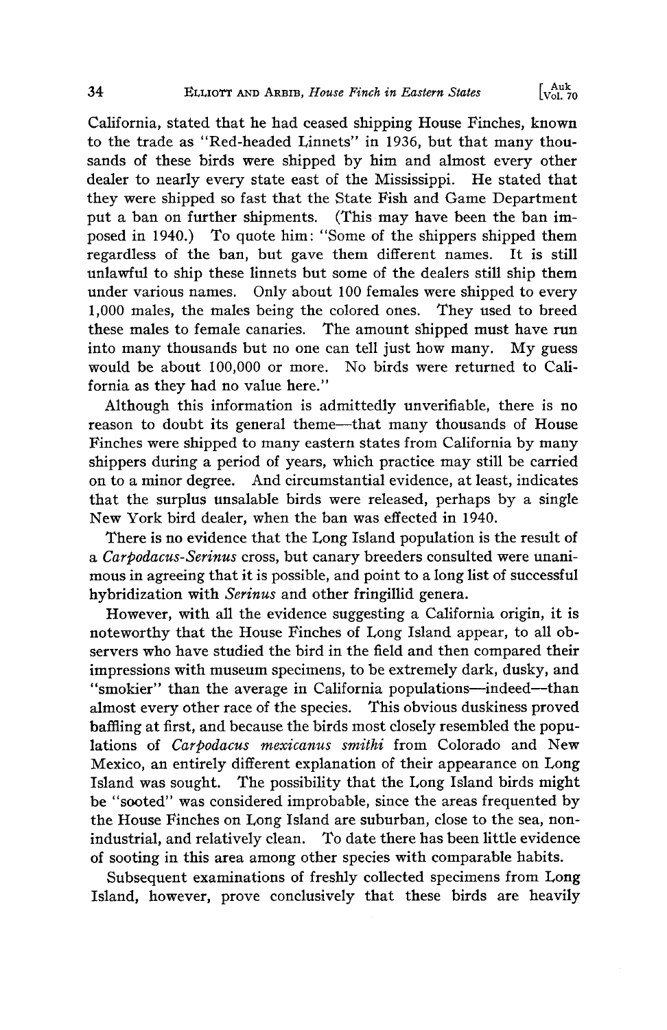California, stated that he had ceased shipping House Finches, known to the trade as "Red-headed Linnets" in 1936, but that many thousands of these birds were shipped by him and almost every other dealer to nearly every state east of the Mississippi. He stated that they were shipped so fast that the State Fish and Game Department put a ban on further shipments. (This may have been the ban imposed in 1940.) To quote him: "Some of the shippers shipped them regardless of the ban, but gave them different names. It is still unlawful to ship these linnets but some of the dealers still ship them under various names. Only about 100 females were shipped to every 1,000 males, the males being the colored ones. They used to breed these males to female canaries. The amount shipped must have run into many thousands but no one can tell just how many. My guess would be about 100,000 or more. No birds were returned to California as they had no value here."

Although this information is admittedly unverifiable, there is no reason to doubt its general theme—that many thousands of House Finches were shipped to many eastern states from California by many shippers during a period of years, which practice may still be carried on to a minor degree. And circumstantial evidence, at least, indicates that the surplus unsalable birds were released, perhaps by a single New York bird dealer, when the ban was effected in 1940.

There is no evidence that the Long Island population is the result of a *Carpodacus-Serinus* cross, but canary breeders consulted were unanimous in agreeing that it is possible, and point to a long list of successful hybridization with *Serinus* and other fringillid genera.

However, with all the evidence suggesting a California origin, it is noteworthy that the House Finches of Long Island appear, to all observers who have studied the bird in the field and then compared their impressions with museum specimens, to be extremely dark, dusky, and "smokier" than the average in California populations—indeed—than almost every other race of the species. This obvious duskiness proved baffling at first, and because the birds most closely resembled the populations of *Carpodacus mexicanus smithi* from Colorado and New Mexico, an entirely different explanation of their appearance on Long Island was sought. The possibility that the Long Island birds might be "sooted" was considered improbable, since the areas frequented by the House Finches on Long Island are suburban, close to the sea, nonindustrial, and relatively clean. To date there has been little evidence of sooting in this area among other species with comparable habits.

Subsequent examinations of freshly collected specimens from Long Island, however, prove conclusively that these birds are heavily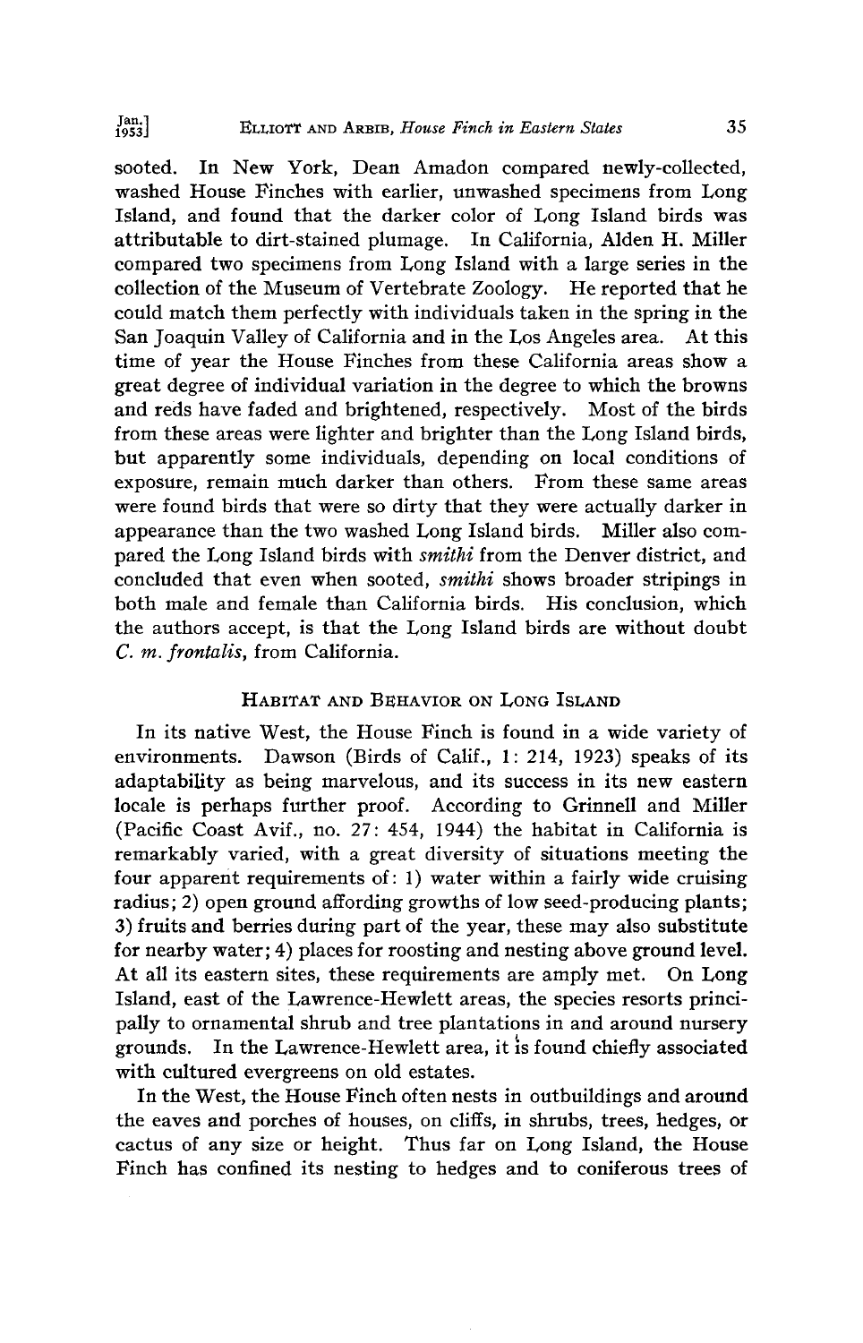sooted. In New York, Dean Amadon compared newly-collected, washed House Finches with earlier, unwashed specimens from Long Island, and found that the darker color of Long Island birds was attributable to dirt-stained plumage. In California, Alden H. Miller compared two specimens from Long Island with a large series in the collection of the Museum of Vertebrate Zoology. He reported that he could match them perfectly with individuals taken in the spring in the San Joaquin Valley of California and in the Los Angeles area. At this time of year the House Finches from these California areas show a great degree of individual variation in the degree to which the browns and reds have faded and brightened, respectively. Most of the birds from these areas were lighter and brighter than the Long Island birds, but apparently some individuals, depending on local conditions of exposure, remain much darker than others. From these same areas were found birds that were so dirty that they were actually darker in appearance than the two washed Long Island birds. Miller also compared the Long Island birds with *smithi* from the Denver district, and concluded that even when sooted, *smithi* shows broader stripings in both male and female than California birds. His conclusion, which the authors accept, is that the Long Island birds are without doubt *C. m. frontalis*, from California.

## Habitat and Behavior on Long Island

In its native West, the House Finch is found in a wide variety of environments. Dawson (Birds of Calif., 1: 214, 1923) speaks of its adaptability as being marvelous, and its success in its new eastern locale is perhaps further proof. According to Grinnell and Miller (Pacific Coast Avif., no. 27: 454, 1944) the habitat in California is remarkably varied, with a great diversity of situations meeting the four apparent requirements of: 1) water within a fairly wide cruising radius; 2) open ground affording growths of low seed-producing plants; 3) fruits and berries during part of the year, these may also substitute for nearby water; 4) places for roosting and nesting above ground level. At all its eastern sites, these requirements are amply met. On Long Island, east of the Lawrence-Hewlett areas, the species resorts principally to ornamental shrub and tree plantations in and around nursery grounds. In the Lawrence-Hewlett area, it is found chiefly associated with cultured evergreens on old estates.

In the West, the House Finch often nests in outbuildings and around the eaves and porches of houses, on cliffs, in shrubs, trees, hedges, or cactus of any size or height. Thus far on Long Island, the House Finch has confined its nesting to hedges and to coniferous trees of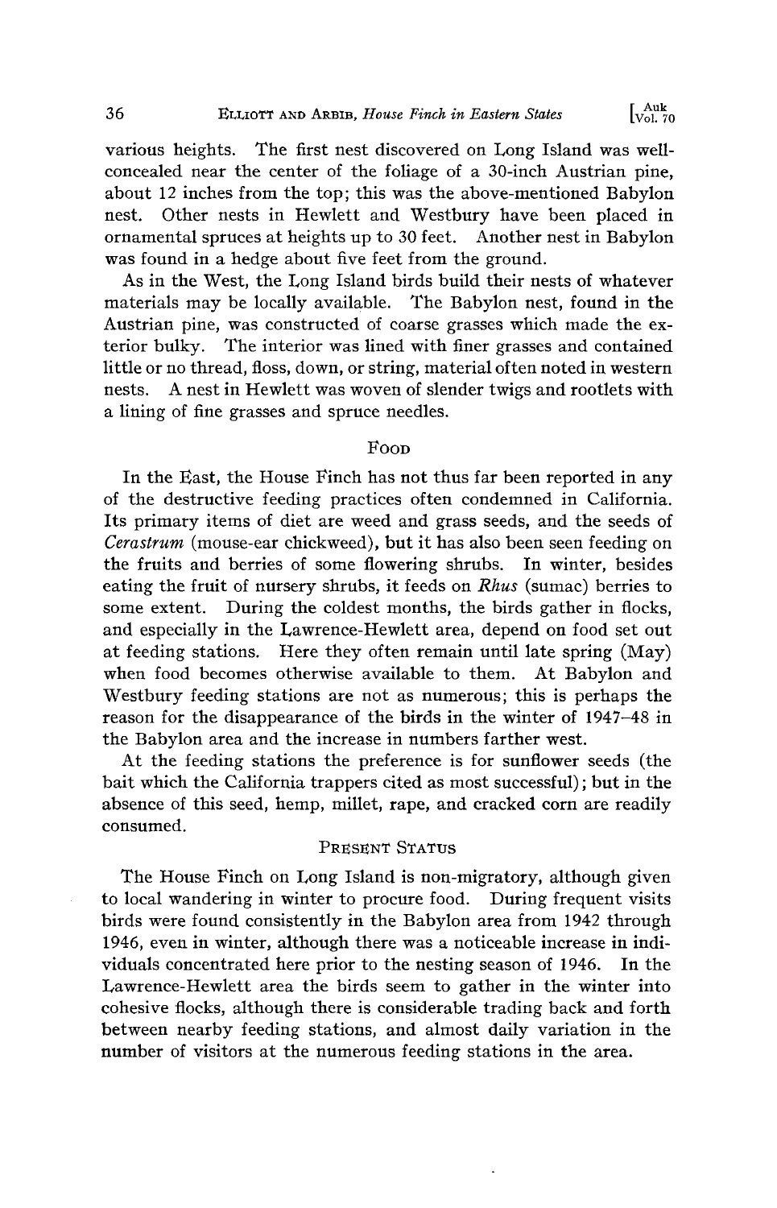various heights. The first nest discovered on Long Island was well-concealed near the center of the foliage of a 30-inch Austrian pine, about 12 inches from the top; this was the above-mentioned Babylon nest. Other nests in Hewlett and Westbury have been placed in ornamental spruces at heights up to 30 feet. Another nest in Babylon was found in a hedge about five feet from the ground.

As in the West, the Long Island birds build their nests of whatever materials may be locally available. The Babylon nest, found in the Austrian pine, was constructed of coarse grasses which made the exterior bulky. The interior was lined with finer grasses and contained little or no thread, floss, down, or string, material often noted in western nests. A nest in Hewlett was woven of slender twigs and rootlets with a lining of fine grasses and spruce needles.

## Food

In the East, the House Finch has not thus far been reported in any of the destructive feeding practices often condemned in California. Its primary items of diet are weed and grass seeds, and the seeds of *Cerastrum* (mouse-ear chickweed), but it has also been seen feeding on the fruits and berries of some flowering shrubs. In winter, besides eating the fruit of nursery shrubs, it feeds on *Rhus* (sumac) berries to some extent. During the coldest months, the birds gather in flocks, and especially in the Lawrence-Hewlett area, depend on food set out at feeding stations. Here they often remain until late spring (May) when food becomes otherwise available to them. At Babylon and Westbury feeding stations are not as numerous; this is perhaps the reason for the disappearance of the birds in the winter of 1947–48 in the Babylon area and the increase in numbers farther west.

At the feeding stations the preference is for sunflower seeds (the bait which the California trappers cited as most successful); but in the absence of this seed, hemp, millet, rape, and cracked corn are readily consumed.

## Present Status

The House Finch on Long Island is non-migratory, although given to local wandering in winter to procure food. During frequent visits birds were found consistently in the Babylon area from 1942 through 1946, even in winter, although there was a noticeable increase in individuals concentrated here prior to the nesting season of 1946. In the Lawrence-Hewlett area the birds seem to gather in the winter into cohesive flocks, although there is considerable trading back and forth between nearby feeding stations, and almost daily variation in the number of visitors at the numerous feeding stations in the area.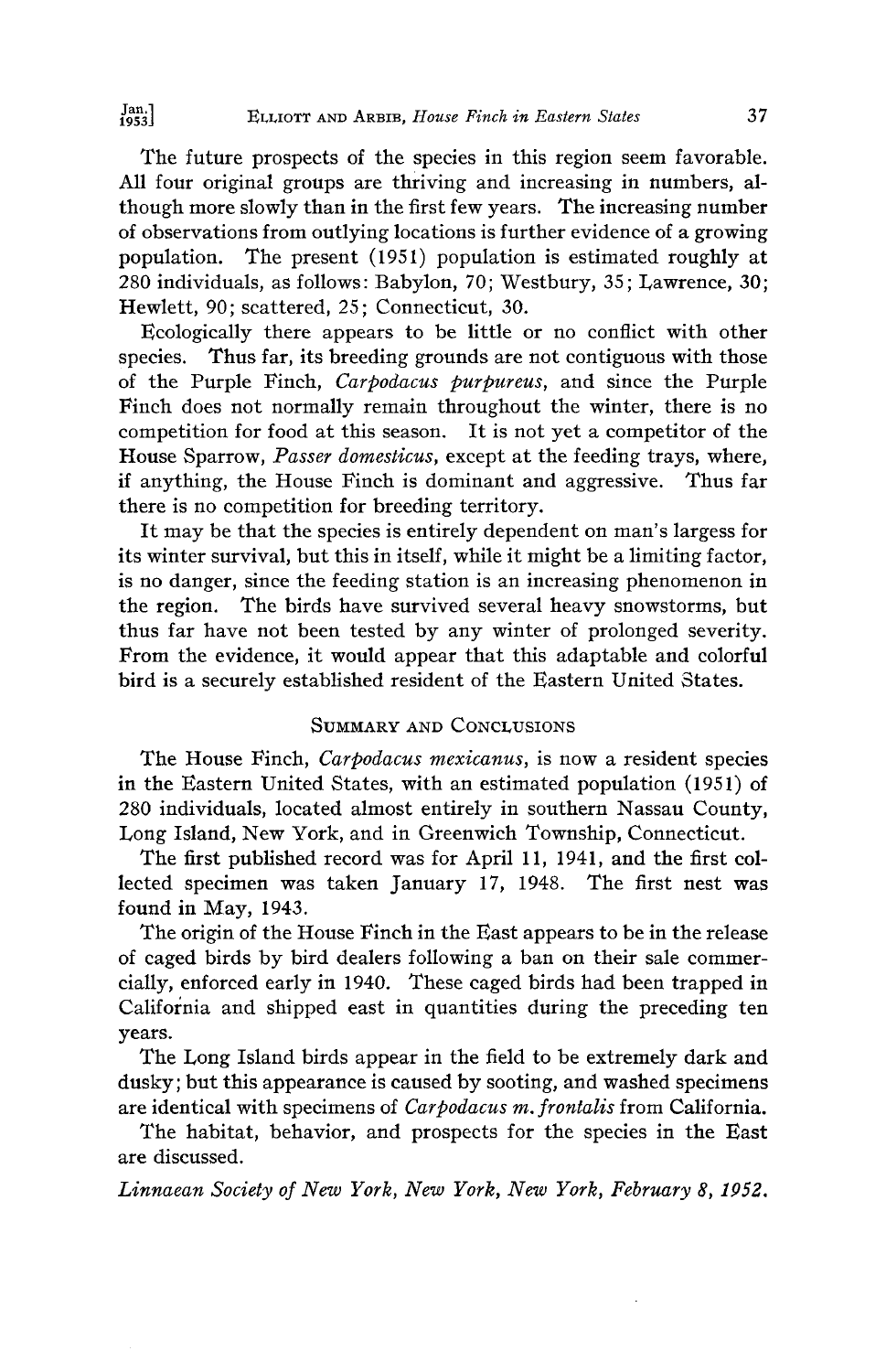The future prospects of the species in this region seem favorable. All four original groups are thriving and increasing in numbers, although more slowly than in the first few years. The increasing number of observations from outlying locations is further evidence of a growing population. The present (1951) population is estimated roughly at 280 individuals, as follows: Babylon, 70; Westbury, 35; Lawrence, 30; Hewlett, 90; scattered, 25; Connecticut, 30.

Ecologically there appears to be little or no conflict with other species. Thus far, its breeding grounds are not contiguous with those of the Purple Finch, *Carpodacus purpureus*, and since the Purple Finch does not normally remain throughout the winter, there is no competition for food at this season. It is not yet a competitor of the House Sparrow, *Passer domesticus*, except at the feeding trays, where, if anything, the House Finch is dominant and aggressive. Thus far there is no competition for breeding territory.

It may be that the species is entirely dependent on man's largess for its winter survival, but this in itself, while it might be a limiting factor, is no danger, since the feeding station is an increasing phenomenon in the region. The birds have survived several heavy snowstorms, but thus far have not been tested by any winter of prolonged severity. From the evidence, it would appear that this adaptable and colorful bird is a securely established resident of the Eastern United States.

## Summary and Conclusions

The House Finch, *Carpodacus mexicanus*, is now a resident species in the Eastern United States, with an estimated population (1951) of 280 individuals, located almost entirely in southern Nassau County, Long Island, New York, and in Greenwich Township, Connecticut.

The first published record was for April 11, 1941, and the first collected specimen was taken January 17, 1948. The first nest was found in May, 1943.

The origin of the House Finch in the East appears to be in the release of caged birds by bird dealers following a ban on their sale commercially, enforced early in 1940. These caged birds had been trapped in California and shipped east in quantities during the preceding ten years.

The Long Island birds appear in the field to be extremely dark and dusky; but this appearance is caused by sooting, and washed specimens are identical with specimens of *Carpodacus m. frontalis* from California.

The habitat, behavior, and prospects for the species in the East are discussed.

*Linnaean Society of New York, New York, New York, February 8, 1952.*